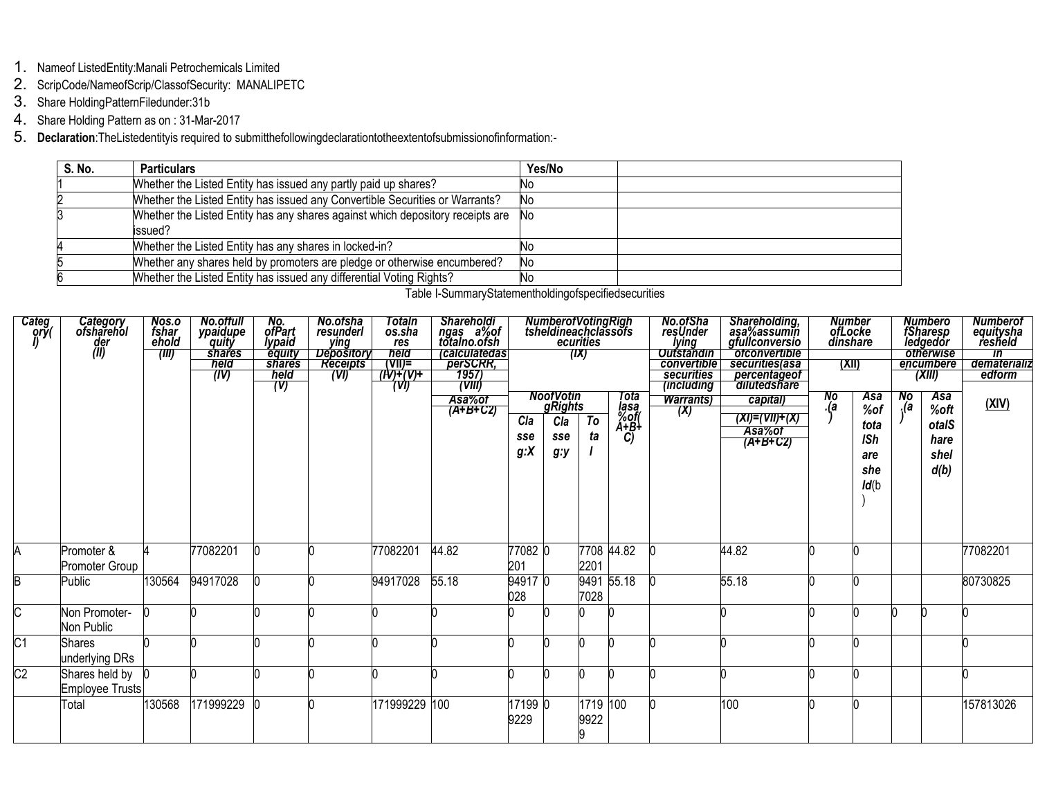1. Nameof ListedEntity:Manali Petrochemicals Limited
2. ScripCode/NameofScrip/ClassofSecurity: MANALIPETC
3. Share HoldingPatternFiledunder:31b
4. Share Holding Pattern as on : 31-Mar-2017
5. **Declaration**:TheListedentityis required to submitthefollowingdeclarationtotheextentofsubmissionofinformation:-

| S. No. | Particulars | Yes/No | |
|---|---|---|---|
| 1 | Whether the Listed Entity has issued any partly paid up shares? | No | |
| 2 | Whether the Listed Entity has issued any Convertible Securities or Warrants? | No | |
| 3 | Whether the Listed Entity has any shares against which depository receipts are issued? | No | |
| 4 | Whether the Listed Entity has any shares in locked-in? | No | |
| 5 | Whether any shares held by promoters are pledge or otherwise encumbered? | No | |
| 6 | Whether the Listed Entity has issued any differential Voting Rights? | No | |

Table I-SummaryStatementholdingofspecifiedsecurities

| Category (I) | Category ofshareholder (II) | Nos.ofshareholder (III) | No.offullypaidupequity shares held (IV) | No.ofPartlypaid equity shares held (V) | No.ofsharesunderlying Depository Receipts (VI) | Totalnos.shares held (VII)=(IV)+(V)+(VI) | Shareholdingas a%of totalno.ofshares (calculatedas perSCRR, 1957) (VIII) Asa%of (A+B+C2) | NumberofVotingRightsheldineachclassofsecurities (IX) | | | | No.ofSharesUnderlying Outstanding convertible securities (including Warrants) (X) | Shareholding, asa%assumingfullconversion ofconvertible securities(asa percentageof dilutedshare capital) (XI)=(VII)+(X) Asa%of (A+B+C2) | NumberofLockedinshares (XII) | | NumberofSharespledgedor otherwise encumbered (XIII) | | Numberofequitysharesheld in dematerializedform (XIV) |
|---|---|---|---|---|---|---|---|---|---|---|---|---|---|---|---|---|---|---|
| | | | | | | | | NoofVotingRights | | | Totalasa %of(A+B+C) | | | No.(a) | Asa %of totalShares held(b) | No.(a) | Asa %of totalShares held(b) | |
| | | | | | | | | Class g:X | Class g:y | Total | | | | | | | | |
| A | Promoter & Promoter Group | 4 | 77082201 | 0 | 0 | 77082201 | 44.82 | 77082201 | 0 | 77082201 | 44.82 | 0 | 44.82 | 0 | 0 | | | 77082201 |
| B | Public | 130564 | 94917028 | 0 | 0 | 94917028 | 55.18 | 94917028 | 0 | 94917028 | 55.18 | 0 | 55.18 | 0 | 0 | | | 80730825 |
| C | Non Promoter- Non Public | 0 | 0 | 0 | 0 | 0 | 0 | 0 | 0 | 0 | 0 | | 0 | 0 | 0 | 0 | 0 | 0 |
| C1 | Shares underlying DRs | 0 | 0 | 0 | 0 | 0 | 0 | 0 | 0 | 0 | 0 | 0 | 0 | 0 | 0 | | | 0 |
| C2 | Shares held by Employee Trusts | 0 | 0 | 0 | 0 | 0 | 0 | 0 | 0 | 0 | 0 | 0 | 0 | 0 | 0 | | | 0 |
| | Total | 130568 | 171999229 | 0 | 0 | 171999229 | 100 | 171999229 | 0 | 171999229 | 100 | 0 | 100 | 0 | 0 | | | 157813026 |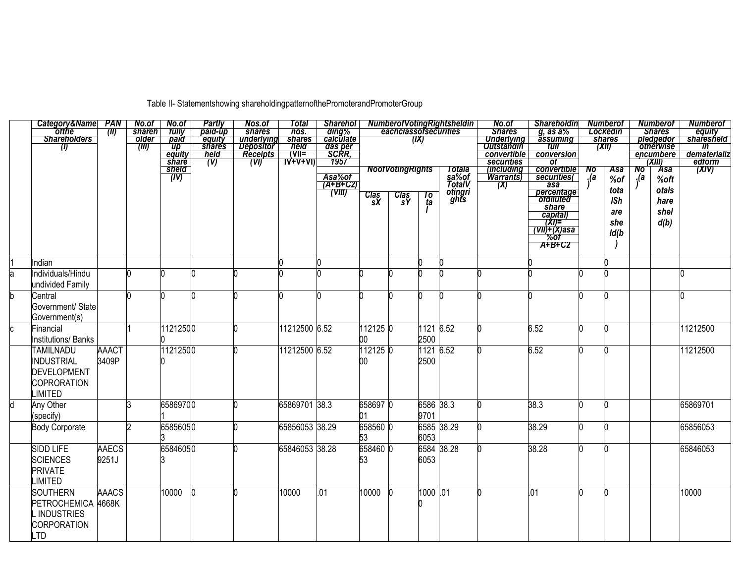Table II- Statementshowing shareholdingpatternofthePromoterandPromoterGroup

| | Category&Name ofthe Shareholders (I) | PAN (II) | No.of shareholder (III) | No.of fully paid up equity shares held (IV) | Partly paid-up equity shares held (V) | Nos.of shares underlying Depositor Receipts (VI) | Total nos. shares held (VII= IV+V+VI) | Shareholding% calculatedas per SCRR, 1957 Asa%of (A+B+C2) (VIII) | NumberofVotingRightsheldin eachclassofsecurities (IX) | | | | No.of Shares Underlying Outstandin convertible securities (including Warrants) (X) | Shareholding, as a% assuming full conversion of convertible securities( asa percentage ofdiluted share capital) (XI)= (VII)+(X)asa %of A+B+C2 | Numberof Lockedin shares (XII) | | Numberof Shares pledgedor otherwise encumbered (XIII) | | Numberof equity sharesheld in dematerializedform (XIV) |
|---|---|---|---|---|---|---|---|---|---|---|---|---|---|---|---|---|---|---|---|
| | | | | | | | | | NoofVotingRights | | | Totalasa%of TotalVotingrights | | | No.(a) | Asa%of totalShares held(b) | No.(a) | Asa%oftotalsharesheld(b) | |
| | | | | | | | | | ClassX | ClassY | Total | | | | | | | | |
| 1 | Indian | | | | | | 0 | 0 | | | 0 | 0 | | 0 | | 0 | | | |
| a | Individuals/Hindu undivided Family | | 0 | 0 | 0 | 0 | 0 | 0 | 0 | 0 | 0 | 0 | 0 | 0 | 0 | 0 | | | 0 |
| b | Central Government/ State Government(s) | | 0 | 0 | 0 | 0 | 0 | 0 | 0 | 0 | 0 | 0 | 0 | 0 | 0 | 0 | | | 0 |
| c | Financial Institutions/ Banks | | 1 | 11212500 | 0 | 0 | 11212500 | 6.52 | 11212500 | 0 | 11212500 | 6.52 | 0 | 6.52 | 0 | 0 | | | 11212500 |
| | TAMILNADU INDUSTRIAL DEVELOPMENT COPRORATION LIMITED | AAACT3409P | | 11212500 | 0 | 0 | 11212500 | 6.52 | 11212500 | 0 | 11212500 | 6.52 | 0 | 6.52 | 0 | 0 | | | 11212500 |
| d | Any Other (specify) | | 3 | 65869701 | 0 | 0 | 65869701 | 38.3 | 65869701 | 0 | 65869701 | 38.3 | 0 | 38.3 | 0 | 0 | | | 65869701 |
| | Body Corporate | | 2 | 65856053 | 0 | 0 | 65856053 | 38.29 | 65856053 | 0 | 65856053 | 38.29 | 0 | 38.29 | 0 | 0 | | | 65856053 |
| | SIDD LIFE SCIENCES PRIVATE LIMITED | AAECS9251J | | 65846053 | 0 | 0 | 65846053 | 38.28 | 65846053 | 0 | 65846053 | 38.28 | 0 | 38.28 | 0 | 0 | | | 65846053 |
| | SOUTHERN PETROCHEMICAL INDUSTRIES CORPORATION LTD | AAACS4668K | | 10000 | 0 | 0 | 10000 | .01 | 10000 | 0 | 10000 | .01 | 0 | .01 | 0 | 0 | | | 10000 |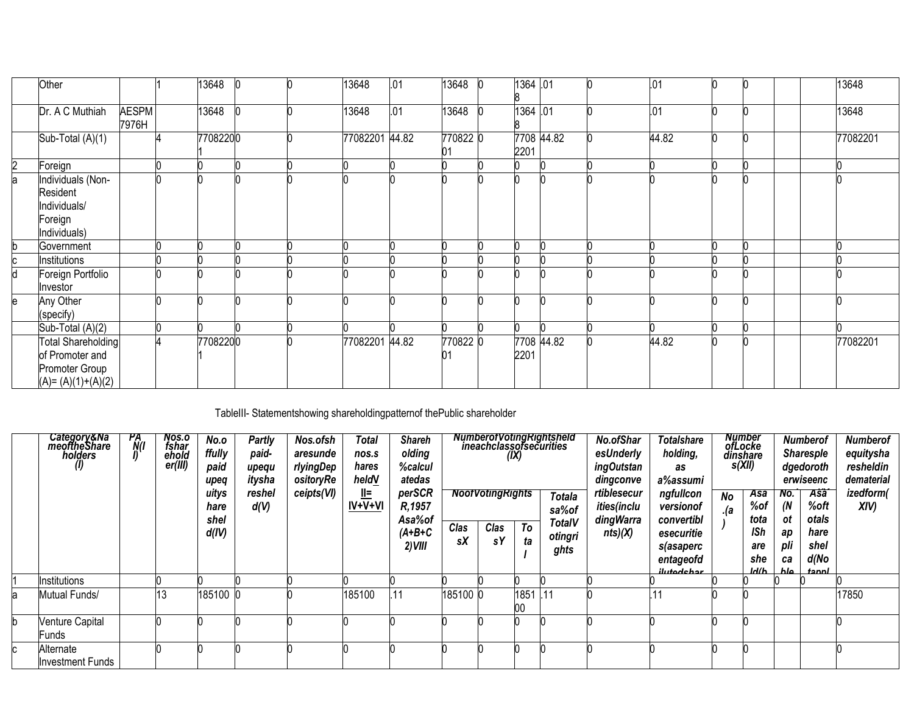|  | Other |  | 1 | 13648 | 0 | 0 | 13648 | .01 | 13648 | 0 | 13648 | .01 | 0 | .01 | 0 | 0 |  |  | 13648 |
|---|---|---|---|---|---|---|---|---|---|---|---|---|---|---|---|---|---|---|---|
|  | Dr. A C Muthiah | AESPM7976H |  | 13648 | 0 | 0 | 13648 | .01 | 13648 | 0 | 13648 | .01 | 0 | .01 | 0 | 0 |  |  | 13648 |
|  | Sub-Total (A)(1) |  | 4 | 77082201 | 0 | 0 | 77082201 | 44.82 | 77082201 | 0 | 77082201 | 44.82 | 0 | 44.82 | 0 | 0 |  |  | 77082201 |
| 2 | Foreign |  | 0 | 0 | 0 | 0 | 0 | 0 | 0 | 0 | 0 | 0 | 0 | 0 | 0 | 0 |  |  | 0 |
| a | Individuals (Non-Resident Individuals/ Foreign Individuals) |  | 0 | 0 | 0 | 0 | 0 | 0 | 0 | 0 | 0 | 0 | 0 | 0 | 0 | 0 |  |  | 0 |
| b | Government |  | 0 | 0 | 0 | 0 | 0 | 0 | 0 | 0 | 0 | 0 | 0 | 0 | 0 | 0 |  |  | 0 |
| c | Institutions |  | 0 | 0 | 0 | 0 | 0 | 0 | 0 | 0 | 0 | 0 | 0 | 0 | 0 | 0 |  |  | 0 |
| d | Foreign Portfolio Investor |  | 0 | 0 | 0 | 0 | 0 | 0 | 0 | 0 | 0 | 0 | 0 | 0 | 0 | 0 |  |  | 0 |
| e | Any Other (specify) |  | 0 | 0 | 0 | 0 | 0 | 0 | 0 | 0 | 0 | 0 | 0 | 0 | 0 | 0 |  |  | 0 |
|  | Sub-Total (A)(2) |  | 0 | 0 | 0 | 0 | 0 | 0 | 0 | 0 | 0 | 0 | 0 | 0 | 0 | 0 |  |  | 0 |
|  | Total Shareholding of Promoter and Promoter Group (A)= (A)(1)+(A)(2) |  | 4 | 77082201 | 0 | 0 | 77082201 | 44.82 | 77082201 | 0 | 77082201 | 44.82 | 0 | 44.82 | 0 | 0 |  |  | 77082201 |

TableIII- Statementshowing shareholdingpatternof thePublic shareholder

|  | Category&NameoftheShareholders (I) | PAN(II) | Nos.ofshareholder(III) | No.offullypaidupequityshareshel d(IV) | Partly paid-upequityshareshel d(V) | Nos.ofsharesunderlyingDepositoryReceipts(VI) | Totalnos.sharesheldVII= IV+V+VI | Shareholding %calculatedasperSCR R,1957 Asa%of (A+B+C2)VIII | NumberofVotingRightsheldineachclassofsecurities (IX) |  |  |  | No.ofSharesUnderlyingOutstandingconvertiblesecurities(includingWarrants)(X) | Totalshareholding, as a%assumingfullconversionofconvertiblesecurities(asapercentageofdilutedshar | NumberofLockedinshares(XII) |  | NumberofSharespledgedorotherwiseenc |  | Numberofequitysharesheldindematerializedform(XIV) |
|---|---|---|---|---|---|---|---|---|---|---|---|---|---|---|---|---|---|---|---|
|  |  |  |  |  |  |  |  |  | NoofVotingRights |  |  | Totalasa%ofTotalVotingrights |  |  | No.(a) | Asa%oftotalSharesheld(b | No.(Notapplicable | Asa%oftotalsharesheld(Notappl |  |
|  |  |  |  |  |  |  |  |  | ClassX | ClassY | Total |  |  |  |  |  |  |  |  |
| 1 | Institutions |  | 0 | 0 | 0 | 0 | 0 | 0 | 0 | 0 | 0 | 0 | 0 | 0 | 0 | 0 | 0 | 0 | 0 |
| a | Mutual Funds/ |  | 13 | 185100 | 0 | 0 | 185100 | .11 | 185100 | 0 | 185100 | .11 | 0 | .11 | 0 | 0 |  |  | 17850 |
| b | Venture Capital Funds |  | 0 | 0 | 0 | 0 | 0 | 0 | 0 | 0 | 0 | 0 | 0 | 0 | 0 | 0 |  |  | 0 |
| c | Alternate Investment Funds |  | 0 | 0 | 0 | 0 | 0 | 0 | 0 | 0 | 0 | 0 | 0 | 0 | 0 | 0 |  |  | 0 |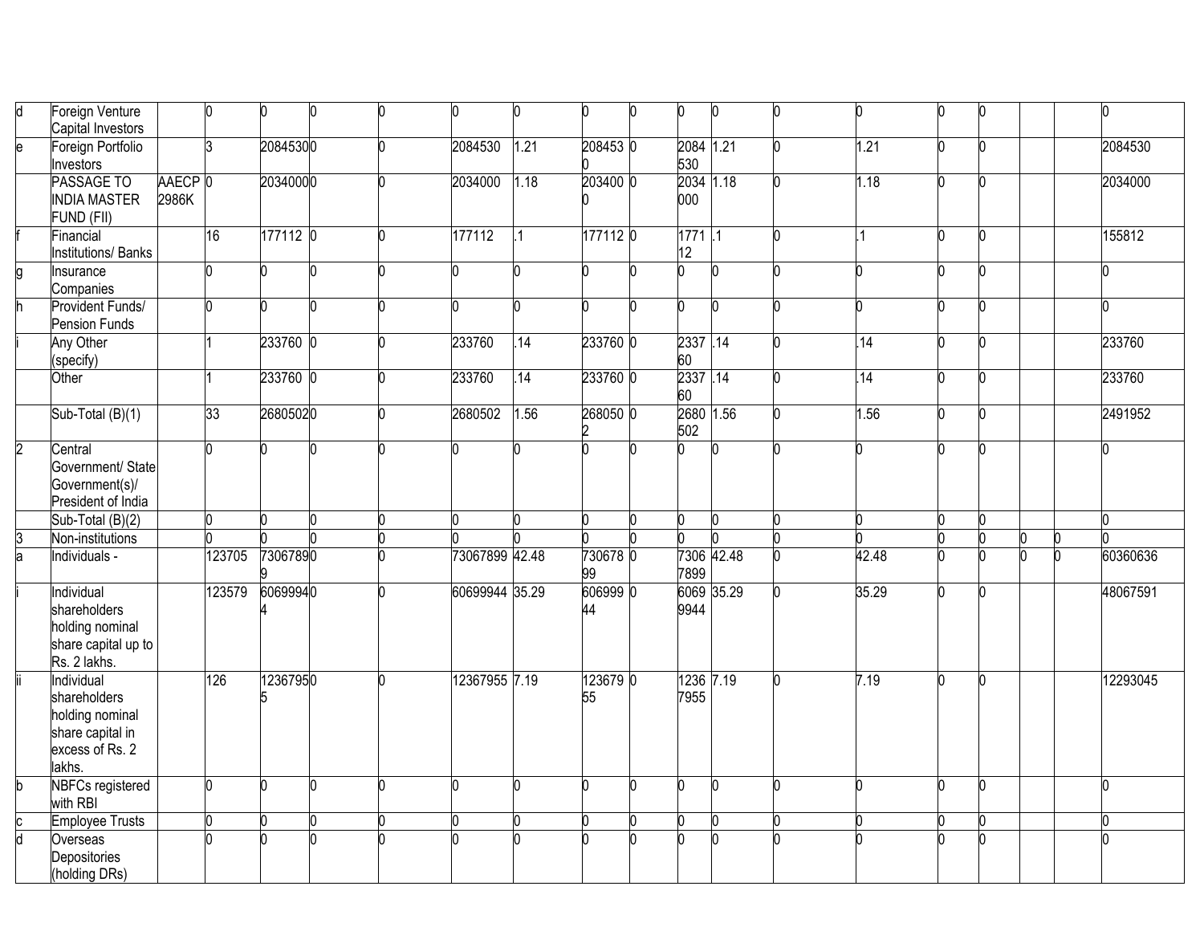| | | | | | | | | | | | | | | | | | | | |
|---|---|---|---|---|---|---|---|---|---|---|---|---|---|---|---|---|---|---|---|
| d | Foreign Venture Capital Investors | | 0 | 0 | 0 | 0 | 0 | 0 | 0 | 0 | 0 | 0 | 0 | 0 | 0 | 0 | | | 0 |
| e | Foreign Portfolio Investors | | 3 | 2084530 | 0 | 0 | 2084530 | 1.21 | 2084530 | 0 | 2084530 | 1.21 | 0 | 1.21 | 0 | 0 | | | 2084530 |
| | PASSAGE TO INDIA MASTER FUND (FII) | AAECP2986K | 0 | 2034000 | 0 | 0 | 2034000 | 1.18 | 2034000 | 0 | 2034000 | 1.18 | 0 | 1.18 | 0 | 0 | | | 2034000 |
| f | Financial Institutions/ Banks | | 16 | 177112 | 0 | 0 | 177112 | .1 | 177112 | 0 | 177112 | .1 | 0 | .1 | 0 | 0 | | | 155812 |
| g | Insurance Companies | | 0 | 0 | 0 | 0 | 0 | 0 | 0 | 0 | 0 | 0 | 0 | 0 | 0 | 0 | | | 0 |
| h | Provident Funds/ Pension Funds | | 0 | 0 | 0 | 0 | 0 | 0 | 0 | 0 | 0 | 0 | 0 | 0 | 0 | 0 | | | 0 |
| i | Any Other (specify) | | 1 | 233760 | 0 | 0 | 233760 | .14 | 233760 | 0 | 233760 | .14 | 0 | .14 | 0 | 0 | | | 233760 |
| | Other | | 1 | 233760 | 0 | 0 | 233760 | .14 | 233760 | 0 | 233760 | .14 | 0 | .14 | 0 | 0 | | | 233760 |
| | Sub-Total (B)(1) | | 33 | 2680502 | 0 | 0 | 2680502 | 1.56 | 2680502 | 0 | 2680502 | 1.56 | 0 | 1.56 | 0 | 0 | | | 2491952 |
| 2 | Central Government/ State Government(s)/ President of India | | 0 | 0 | 0 | 0 | 0 | 0 | 0 | 0 | 0 | 0 | 0 | 0 | 0 | 0 | | | 0 |
| | Sub-Total (B)(2) | | 0 | 0 | 0 | 0 | 0 | 0 | 0 | 0 | 0 | 0 | 0 | 0 | 0 | 0 | | | 0 |
| 3 | Non-institutions | | 0 | 0 | 0 | 0 | 0 | 0 | 0 | 0 | 0 | 0 | 0 | 0 | 0 | 0 | 0 | 0 | 0 |
| a | Individuals - | | 123705 | 73067899 | 0 | 0 | 73067899 | 42.48 | 73067899 | 0 | 73067899 | 42.48 | 0 | 42.48 | 0 | 0 | 0 | 0 | 60360636 |
| i | Individual shareholders holding nominal share capital up to Rs. 2 lakhs. | | 123579 | 60699944 | 0 | 0 | 60699944 | 35.29 | 60699944 | 0 | 60699944 | 35.29 | 0 | 35.29 | 0 | 0 | | | 48067591 |
| ii | Individual shareholders holding nominal share capital in excess of Rs. 2 lakhs. | | 126 | 12367955 | 0 | 0 | 12367955 | 7.19 | 12367955 | 0 | 12367955 | 7.19 | 0 | 7.19 | 0 | 0 | | | 12293045 |
| b | NBFCs registered with RBI | | 0 | 0 | 0 | 0 | 0 | 0 | 0 | 0 | 0 | 0 | 0 | 0 | 0 | 0 | | | 0 |
| c | Employee Trusts | | 0 | 0 | 0 | 0 | 0 | 0 | 0 | 0 | 0 | 0 | 0 | 0 | 0 | 0 | | | 0 |
| d | Overseas Depositories (holding DRs) | | 0 | 0 | 0 | 0 | 0 | 0 | 0 | 0 | 0 | 0 | 0 | 0 | 0 | 0 | | | 0 |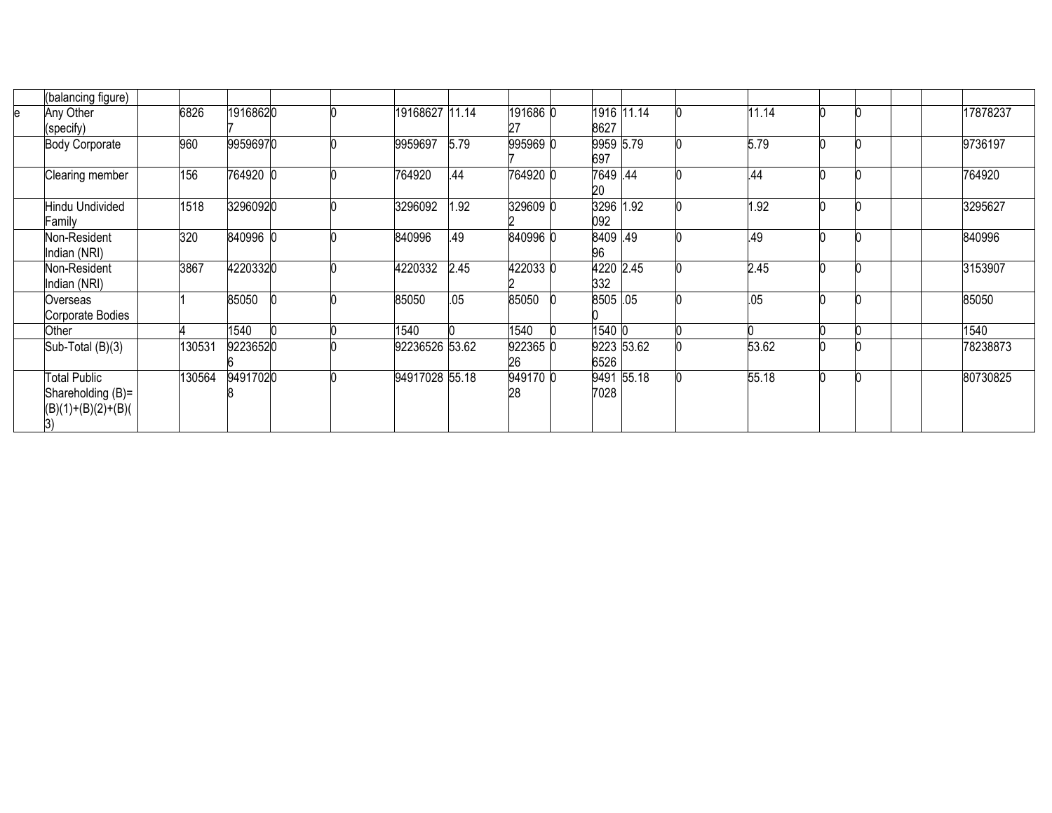| | (balancing figure) | | | | | | | | | | | | | | | | | | |
|---|---|---|---|---|---|---|---|---|---|---|---|---|---|---|---|---|---|---|---|
| e | Any Other (specify) | | 6826 | 19168627 | 0 | 0 | 19168627 | 11.14 | 19168627 | 0 | 19168627 | 11.14 | 0 | 11.14 | 0 | 0 | | | 17878237 |
| | Body Corporate | | 960 | 9959697 | 0 | 0 | 9959697 | 5.79 | 9959697 | 0 | 9959697 | 5.79 | 0 | 5.79 | 0 | 0 | | | 9736197 |
| | Clearing member | | 156 | 764920 | 0 | 0 | 764920 | .44 | 764920 | 0 | 764920 | .44 | 0 | .44 | 0 | 0 | | | 764920 |
| | Hindu Undivided Family | | 1518 | 3296092 | 0 | 0 | 3296092 | 1.92 | 3296092 | 0 | 3296092 | 1.92 | 0 | 1.92 | 0 | 0 | | | 3295627 |
| | Non-Resident Indian (NRI) | | 320 | 840996 | 0 | 0 | 840996 | .49 | 840996 | 0 | 840996 | .49 | 0 | .49 | 0 | 0 | | | 840996 |
| | Non-Resident Indian (NRI) | | 3867 | 4220332 | 0 | 0 | 4220332 | 2.45 | 4220332 | 0 | 4220332 | 2.45 | 0 | 2.45 | 0 | 0 | | | 3153907 |
| | Overseas Corporate Bodies | | 1 | 85050 | 0 | 0 | 85050 | .05 | 85050 | 0 | 85050 | .05 | 0 | .05 | 0 | 0 | | | 85050 |
| | Other | | 4 | 1540 | 0 | 0 | 1540 | 0 | 1540 | 0 | 1540 | 0 | 0 | 0 | 0 | 0 | | | 1540 |
| | Sub-Total (B)(3) | | 130531 | 92236526 | 0 | 0 | 92236526 | 53.62 | 92236526 | 0 | 92236526 | 53.62 | 0 | 53.62 | 0 | 0 | | | 78238873 |
| | Total Public Shareholding (B)=(B)(1)+(B)(2)+(B)(3) | | 130564 | 94917028 | 0 | 0 | 94917028 | 55.18 | 94917028 | 0 | 94917028 | 55.18 | 0 | 55.18 | 0 | 0 | | | 80730825 |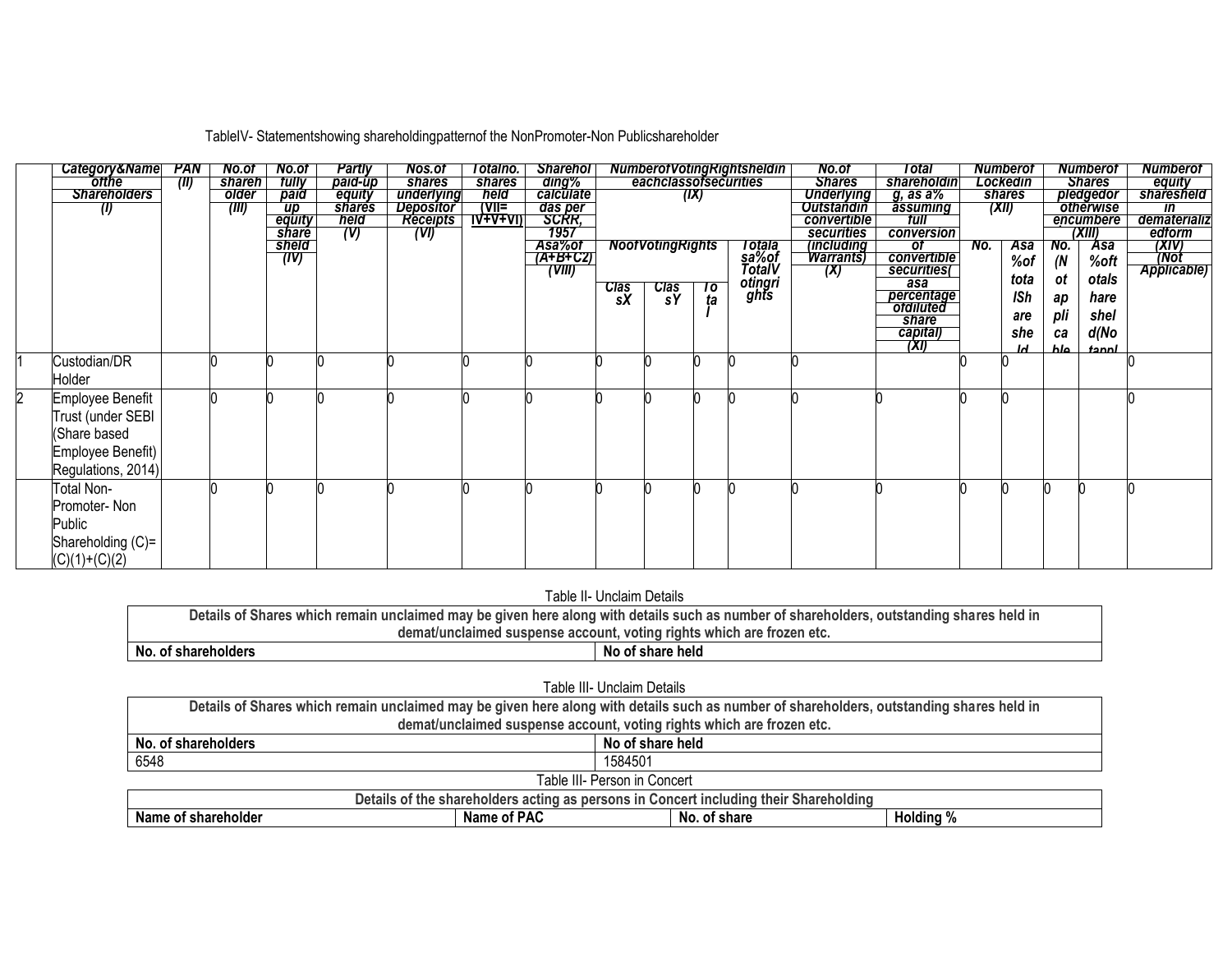TableIV- Statementshowing shareholdingpatternof the NonPromoter-Non Publicshareholder

| | Category&Name ofthe Shareholders (I) | PAN (II) | No.of shareholder (III) | No.of fully paid up equity share sheld (IV) | Partly paid-up equity shares held (V) | Nos.of shares underlying Depositor Receipts (VI) | Totalno. shares held (VII= IV+V+VI) | Shareholding% calculated as per SCRR, 1957 Asa%of (A+B+C2) (VIII) | NumberofVotingRightsheldin eachclassofsecurities (IX) | | | | No.of Shares Underlying Outstanding convertible securities (including Warrants) (X) | Total shareholding, as a% assuming full conversion of convertible securities( asa percentage ofdiluted share capital) (XI) | Numberof Lockedin shares (XII) | | Numberof Shares pledgedor otherwise encumbered (XIII) | | Numberof equity sharesheld in dematerialized form (XIV) (Not Applicable) |
|---|---|---|---|---|---|---|---|---|---|---|---|---|---|---|---|---|---|---|---|
| | | | | | | | | | NoofVotingRights | | | Totalasa%of TotalVotingrights | | | No. | Asa%of totalShares held | No. (Not applicable) | Asa%of totalshares held(Not applicable) | |
| | | | | | | | | | ClassX | ClassY | Total | | | | | | | | |
| 1 | Custodian/DR Holder | | 0 | 0 | 0 | 0 | 0 | 0 | 0 | 0 | 0 | 0 | 0 | | 0 | 0 | | | 0 |
| 2 | Employee Benefit Trust (under SEBI (Share based Employee Benefit) Regulations, 2014) | | 0 | 0 | 0 | 0 | 0 | 0 | 0 | 0 | 0 | 0 | 0 | 0 | 0 | 0 | | | 0 |
| | Total Non-Promoter- Non Public Shareholding (C)= (C)(1)+(C)(2) | | 0 | 0 | 0 | 0 | 0 | 0 | 0 | 0 | 0 | 0 | 0 | 0 | 0 | 0 | 0 | 0 | 0 |

Table II- Unclaim Details

| Details of Shares which remain unclaimed may be given here along with details such as number of shareholders, outstanding shares held in demat/unclaimed suspense account, voting rights which are frozen etc. | |
|---|---|
| **No. of shareholders** | **No of share held** |

Table III- Unclaim Details

| Details of Shares which remain unclaimed may be given here along with details such as number of shareholders, outstanding shares held in demat/unclaimed suspense account, voting rights which are frozen etc. | |
|---|---|
| **No. of shareholders** | **No of share held** |
| 6548 | 1584501 |

Table III- Person in Concert

| Details of the shareholders acting as persons in Concert including their Shareholding | | | |
|---|---|---|---|
| **Name of shareholder** | **Name of PAC** | **No. of share** | **Holding %** |